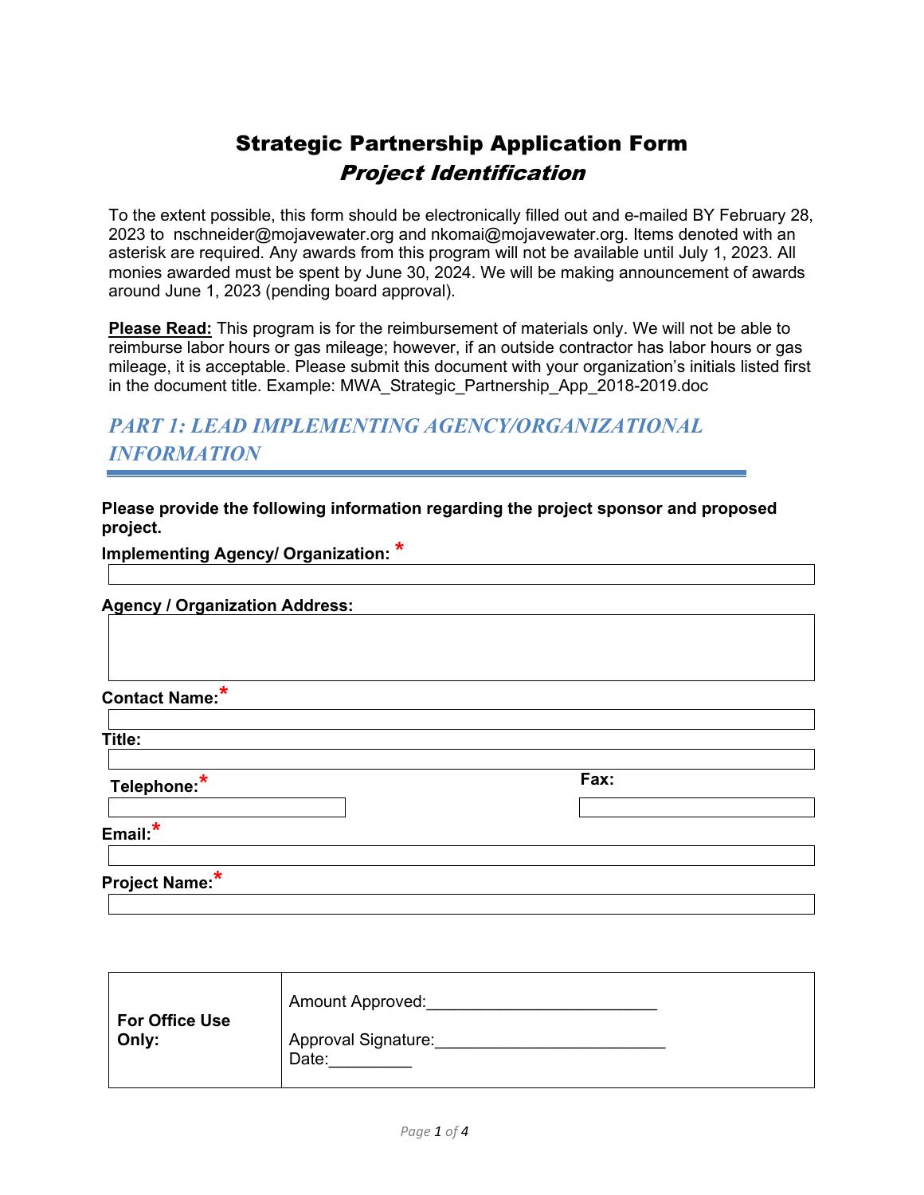# Strategic Partnership Application Form

## *Project Identification*

To the extent possible, this form should be electronically filled out and e-mailed BY February 28, 2023 to nschneider@mojavewater.org and nkomai@mojavewater.org. Items denoted with an asterisk are required. Any awards from this program will not be available until July 1, 2023. All monies awarded must be spent by June 30, 2024. We will be making announcement of awards around June 1, 2023 (pending board approval).

**Please Read:** This program is for the reimbursement of materials only. We will not be able to reimburse labor hours or gas mileage; however, if an outside contractor has labor hours or gas mileage, it is acceptable. Please submit this document with your organization's initials listed first in the document title. Example: MWA_Strategic_Partnership_App_2018-2019.doc

## *PART 1: LEAD IMPLEMENTING AGENCY/ORGANIZATIONAL INFORMATION*

**Please provide the following information regarding the project sponsor and proposed project.**

**Implementing Agency/ Organization:** *

**Agency / Organization Address:**

**Contact Name:***

**Title:**

**Telephone:*** 

**Fax:**

**Email:***

**Project Name:***

| For Office Use Only: | Amount Approved:\_\_\_\_\_\_\_\_\_\_\_\_\_\_\_\_\_\_\_\_\_\_\_\_\_ <br> Approval Signature:\_\_\_\_\_\_\_\_\_\_\_\_\_\_\_\_\_\_\_\_\_\_\_\_\_ <br> Date:\_\_\_\_\_\_\_\_\_ |
|---|---|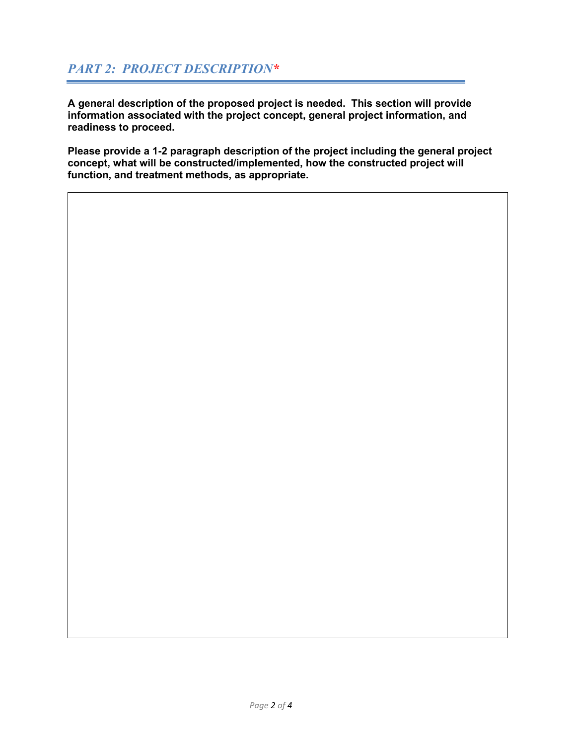## *PART 2: PROJECT DESCRIPTION**

**A general description of the proposed project is needed. This section will provide information associated with the project concept, general project information, and readiness to proceed.**

**Please provide a 1-2 paragraph description of the project including the general project concept, what will be constructed/implemented, how the constructed project will function, and treatment methods, as appropriate.**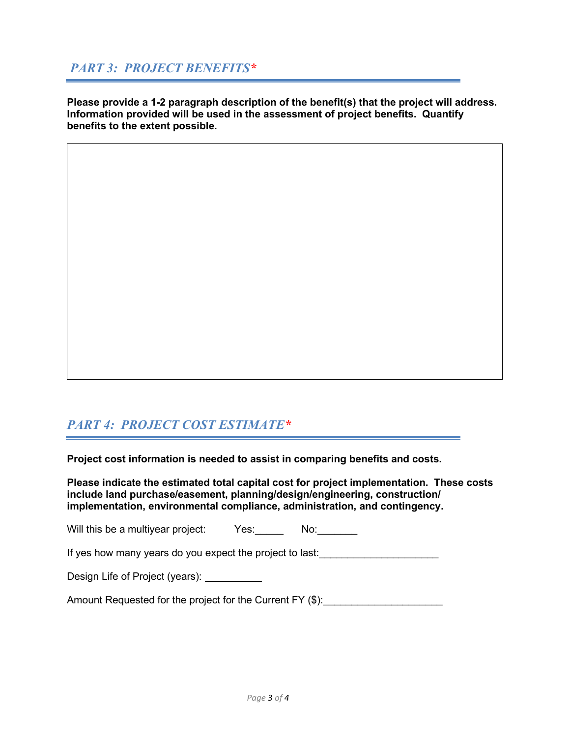## *PART 3: PROJECT BENEFITS**

**Please provide a 1-2 paragraph description of the benefit(s) that the project will address. Information provided will be used in the assessment of project benefits. Quantify benefits to the extent possible.**

## *PART 4: PROJECT COST ESTIMATE**

**Project cost information is needed to assist in comparing benefits and costs.**

**Please indicate the estimated total capital cost for project implementation. These costs include land purchase/easement, planning/design/engineering, construction/ implementation, environmental compliance, administration, and contingency.**

Will this be a multiyear project: Yes:_____ No:_______

If yes how many years do you expect the project to last:____________________

Design Life of Project (years): __________

Amount Requested for the project for the Current FY ($):____________________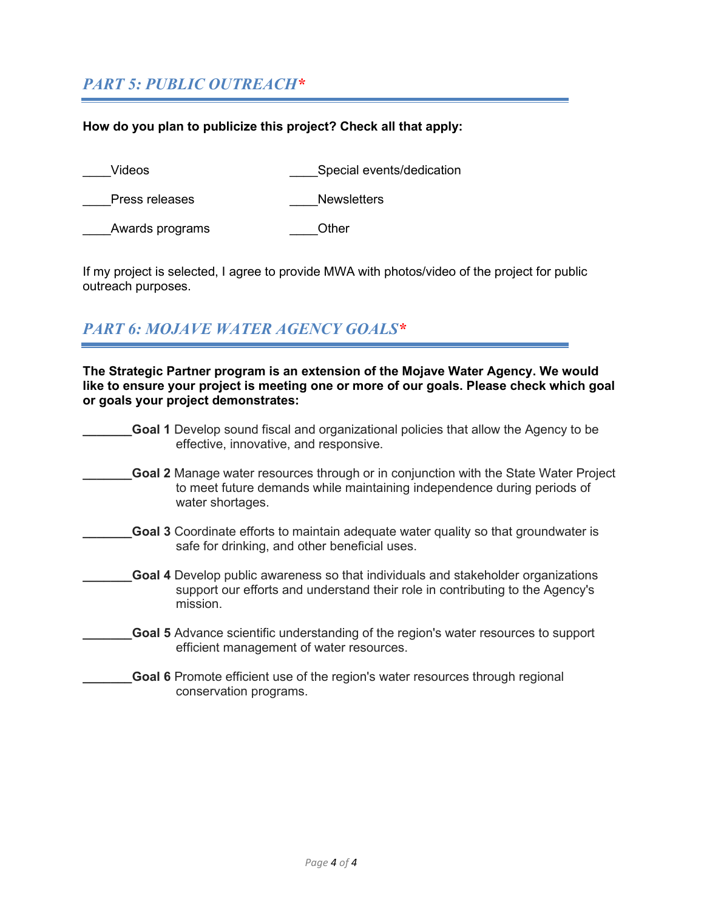## *PART 5: PUBLIC OUTREACH**

**How do you plan to publicize this project? Check all that apply:**

____Videos

____Special events/dedication

____Press releases

____Newsletters

____Awards programs

____Other

If my project is selected, I agree to provide MWA with photos/video of the project for public outreach purposes.

## *PART 6: MOJAVE WATER AGENCY GOALS**

**The Strategic Partner program is an extension of the Mojave Water Agency. We would like to ensure your project is meeting one or more of our goals. Please check which goal or goals your project demonstrates:**

_______**Goal 1** Develop sound fiscal and organizational policies that allow the Agency to be effective, innovative, and responsive.

_______**Goal 2** Manage water resources through or in conjunction with the State Water Project to meet future demands while maintaining independence during periods of water shortages.

_______**Goal 3** Coordinate efforts to maintain adequate water quality so that groundwater is safe for drinking, and other beneficial uses.

_______**Goal 4** Develop public awareness so that individuals and stakeholder organizations support our efforts and understand their role in contributing to the Agency's mission.

_______**Goal 5** Advance scientific understanding of the region's water resources to support efficient management of water resources.

_______**Goal 6** Promote efficient use of the region's water resources through regional conservation programs.